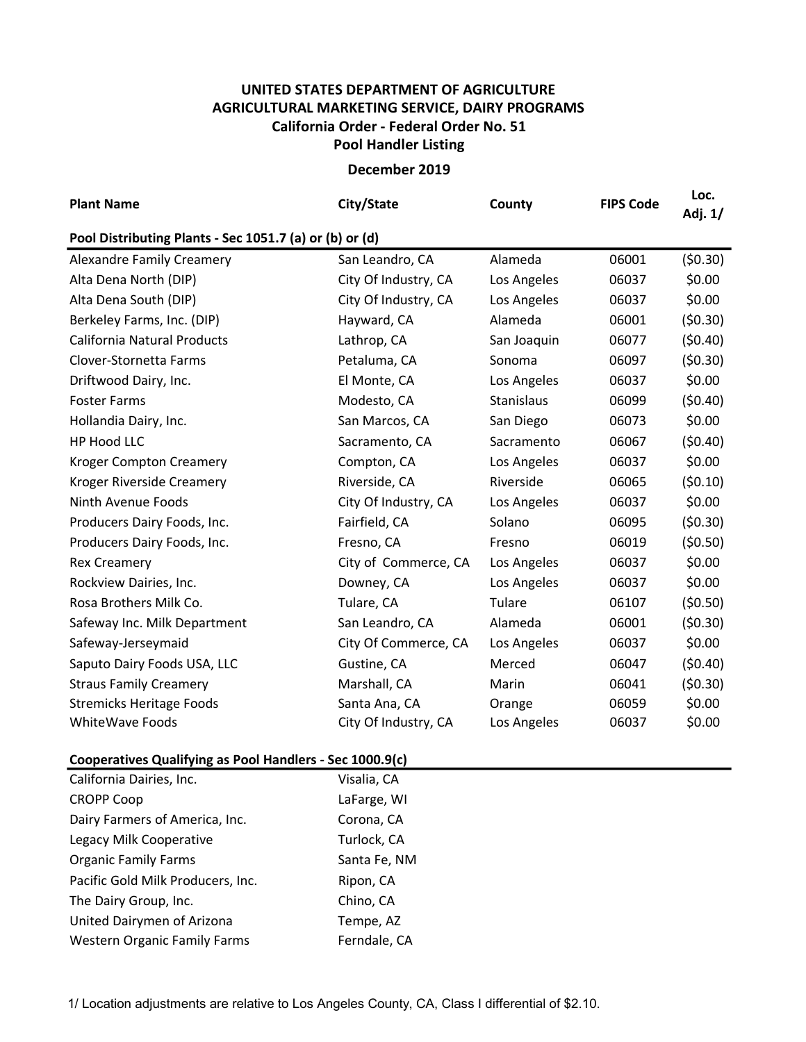# UNITED STATES DEPARTMENT OF AGRICULTURE
## AGRICULTURAL MARKETING SERVICE, DAIRY PROGRAMS
### California Order - Federal Order No. 51
### Pool Handler Listing
### December 2019

| Plant Name | City/State | County | FIPS Code | Loc. Adj. 1/ |
|---|---|---|---|---|
| **Pool Distributing Plants - Sec 1051.7 (a) or (b) or (d)** | | | | |
| Alexandre Family Creamery | San Leandro, CA | Alameda | 06001 | ($0.30) |
| Alta Dena North (DIP) | City Of Industry, CA | Los Angeles | 06037 | $0.00 |
| Alta Dena South (DIP) | City Of Industry, CA | Los Angeles | 06037 | $0.00 |
| Berkeley Farms, Inc. (DIP) | Hayward, CA | Alameda | 06001 | ($0.30) |
| California Natural Products | Lathrop, CA | San Joaquin | 06077 | ($0.40) |
| Clover-Stornetta Farms | Petaluma, CA | Sonoma | 06097 | ($0.30) |
| Driftwood Dairy, Inc. | El Monte, CA | Los Angeles | 06037 | $0.00 |
| Foster Farms | Modesto, CA | Stanislaus | 06099 | ($0.40) |
| Hollandia Dairy, Inc. | San Marcos, CA | San Diego | 06073 | $0.00 |
| HP Hood LLC | Sacramento, CA | Sacramento | 06067 | ($0.40) |
| Kroger Compton Creamery | Compton, CA | Los Angeles | 06037 | $0.00 |
| Kroger Riverside Creamery | Riverside, CA | Riverside | 06065 | ($0.10) |
| Ninth Avenue Foods | City Of Industry, CA | Los Angeles | 06037 | $0.00 |
| Producers Dairy Foods, Inc. | Fairfield, CA | Solano | 06095 | ($0.30) |
| Producers Dairy Foods, Inc. | Fresno, CA | Fresno | 06019 | ($0.50) |
| Rex Creamery | City of Commerce, CA | Los Angeles | 06037 | $0.00 |
| Rockview Dairies, Inc. | Downey, CA | Los Angeles | 06037 | $0.00 |
| Rosa Brothers Milk Co. | Tulare, CA | Tulare | 06107 | ($0.50) |
| Safeway Inc. Milk Department | San Leandro, CA | Alameda | 06001 | ($0.30) |
| Safeway-Jerseymaid | City Of Commerce, CA | Los Angeles | 06037 | $0.00 |
| Saputo Dairy Foods USA, LLC | Gustine, CA | Merced | 06047 | ($0.40) |
| Straus Family Creamery | Marshall, CA | Marin | 06041 | ($0.30) |
| Stremicks Heritage Foods | Santa Ana, CA | Orange | 06059 | $0.00 |
| WhiteWave Foods | City Of Industry, CA | Los Angeles | 06037 | $0.00 |

| Cooperatives Qualifying as Pool Handlers - Sec 1000.9(c) | City/State |
|---|---|
| California Dairies, Inc. | Visalia, CA |
| CROPP Coop | LaFarge, WI |
| Dairy Farmers of America, Inc. | Corona, CA |
| Legacy Milk Cooperative | Turlock, CA |
| Organic Family Farms | Santa Fe, NM |
| Pacific Gold Milk Producers, Inc. | Ripon, CA |
| The Dairy Group, Inc. | Chino, CA |
| United Dairymen of Arizona | Tempe, AZ |
| Western Organic Family Farms | Ferndale, CA |

1/ Location adjustments are relative to Los Angeles County, CA, Class I differential of $2.10.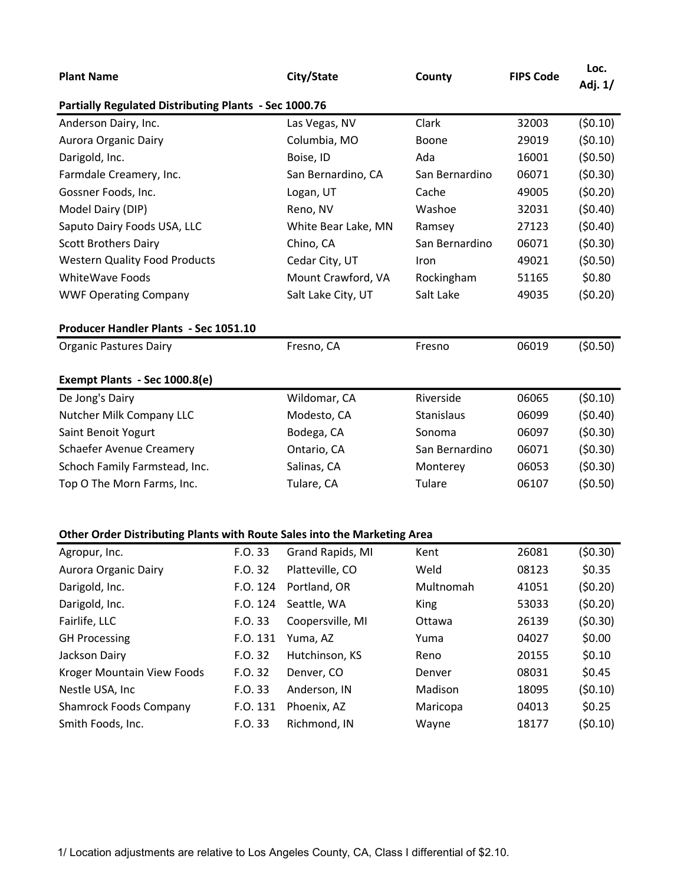| Plant Name | | City/State | County | FIPS Code | Loc. Adj. 1/ |
|---|---|---|---|---|---|
| **Partially Regulated Distributing Plants - Sec 1000.76** | | | | | |
| Anderson Dairy, Inc. | | Las Vegas, NV | Clark | 32003 | ($0.10) |
| Aurora Organic Dairy | | Columbia, MO | Boone | 29019 | ($0.10) |
| Darigold, Inc. | | Boise, ID | Ada | 16001 | ($0.50) |
| Farmdale Creamery, Inc. | | San Bernardino, CA | San Bernardino | 06071 | ($0.30) |
| Gossner Foods, Inc. | | Logan, UT | Cache | 49005 | ($0.20) |
| Model Dairy (DIP) | | Reno, NV | Washoe | 32031 | ($0.40) |
| Saputo Dairy Foods USA, LLC | | White Bear Lake, MN | Ramsey | 27123 | ($0.40) |
| Scott Brothers Dairy | | Chino, CA | San Bernardino | 06071 | ($0.30) |
| Western Quality Food Products | | Cedar City, UT | Iron | 49021 | ($0.50) |
| WhiteWave Foods | | Mount Crawford, VA | Rockingham | 51165 | $0.80 |
| WWF Operating Company | | Salt Lake City, UT | Salt Lake | 49035 | ($0.20) |
| **Producer Handler Plants - Sec 1051.10** | | | | | |
| Organic Pastures Dairy | | Fresno, CA | Fresno | 06019 | ($0.50) |
| **Exempt Plants - Sec 1000.8(e)** | | | | | |
| De Jong's Dairy | | Wildomar, CA | Riverside | 06065 | ($0.10) |
| Nutcher Milk Company LLC | | Modesto, CA | Stanislaus | 06099 | ($0.40) |
| Saint Benoit Yogurt | | Bodega, CA | Sonoma | 06097 | ($0.30) |
| Schaefer Avenue Creamery | | Ontario, CA | San Bernardino | 06071 | ($0.30) |
| Schoch Family Farmstead, Inc. | | Salinas, CA | Monterey | 06053 | ($0.30) |
| Top O The Morn Farms, Inc. | | Tulare, CA | Tulare | 06107 | ($0.50) |
| **Other Order Distributing Plants with Route Sales into the Marketing Area** | | | | | |
| Agropur, Inc. | F.O. 33 | Grand Rapids, MI | Kent | 26081 | ($0.30) |
| Aurora Organic Dairy | F.O. 32 | Platteville, CO | Weld | 08123 | $0.35 |
| Darigold, Inc. | F.O. 124 | Portland, OR | Multnomah | 41051 | ($0.20) |
| Darigold, Inc. | F.O. 124 | Seattle, WA | King | 53033 | ($0.20) |
| Fairlife, LLC | F.O. 33 | Coopersville, MI | Ottawa | 26139 | ($0.30) |
| GH Processing | F.O. 131 | Yuma, AZ | Yuma | 04027 | $0.00 |
| Jackson Dairy | F.O. 32 | Hutchinson, KS | Reno | 20155 | $0.10 |
| Kroger Mountain View Foods | F.O. 32 | Denver, CO | Denver | 08031 | $0.45 |
| Nestle USA, Inc | F.O. 33 | Anderson, IN | Madison | 18095 | ($0.10) |
| Shamrock Foods Company | F.O. 131 | Phoenix, AZ | Maricopa | 04013 | $0.25 |
| Smith Foods, Inc. | F.O. 33 | Richmond, IN | Wayne | 18177 | ($0.10) |

1/ Location adjustments are relative to Los Angeles County, CA, Class I differential of $2.10.